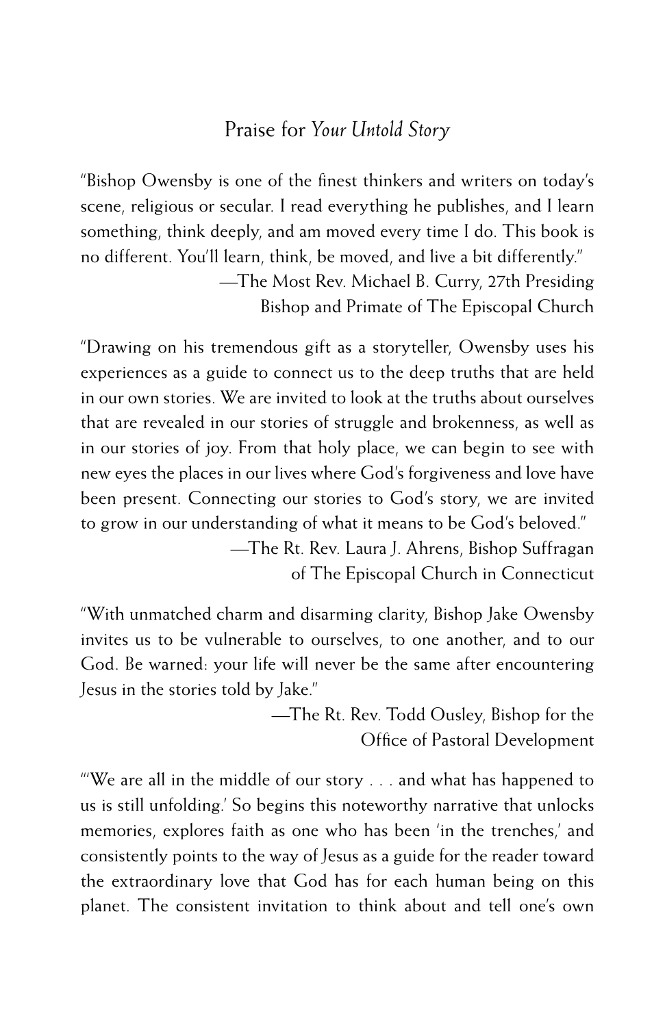## Praise for *Your Untold Story*

"Bishop Owensby is one of the finest thinkers and writers on today's scene, religious or secular. I read everything he publishes, and I learn something, think deeply, and am moved every time I do. This book is no different. You'll learn, think, be moved, and live a bit differently."

—The Most Rev. Michael B. Curry, 27th Presiding Bishop and Primate of The Episcopal Church

"Drawing on his tremendous gift as a storyteller, Owensby uses his experiences as a guide to connect us to the deep truths that are held in our own stories. We are invited to look at the truths about ourselves that are revealed in our stories of struggle and brokenness, as well as in our stories of joy. From that holy place, we can begin to see with new eyes the places in our lives where God's forgiveness and love have been present. Connecting our stories to God's story, we are invited to grow in our understanding of what it means to be God's beloved."

—The Rt. Rev. Laura J. Ahrens, Bishop Suffragan of The Episcopal Church in Connecticut

"With unmatched charm and disarming clarity, Bishop Jake Owensby invites us to be vulnerable to ourselves, to one another, and to our God. Be warned: your life will never be the same after encountering Jesus in the stories told by Jake."

—The Rt. Rev. Todd Ousley, Bishop for the Office of Pastoral Development

"'We are all in the middle of our story . . . and what has happened to us is still unfolding.' So begins this noteworthy narrative that unlocks memories, explores faith as one who has been 'in the trenches,' and consistently points to the way of Jesus as a guide for the reader toward the extraordinary love that God has for each human being on this planet. The consistent invitation to think about and tell one's own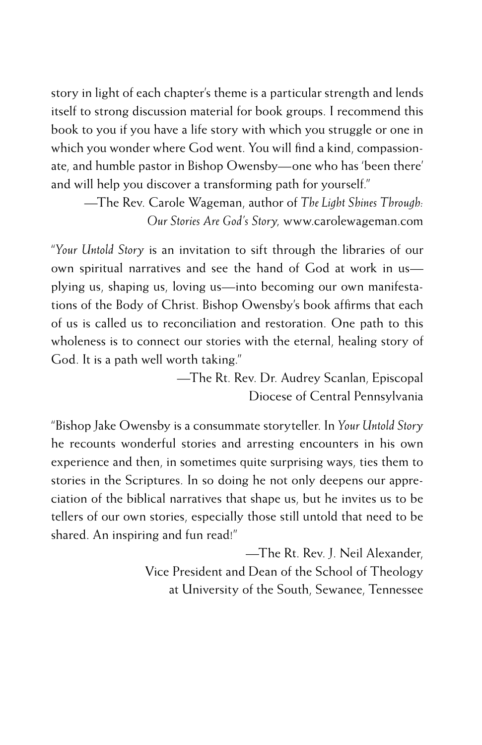story in light of each chapter's theme is a particular strength and lends itself to strong discussion material for book groups. I recommend this book to you if you have a life story with which you struggle or one in which you wonder where God went. You will find a kind, compassionate, and humble pastor in Bishop Owensby—one who has 'been there' and will help you discover a transforming path for yourself."

—The Rev. Carole Wageman, author of *The Light Shines Through: Our Stories Are God's Story,* www.carolewageman.com

"*Your Untold Story* is an invitation to sift through the libraries of our own spiritual narratives and see the hand of God at work in us—plying us, shaping us, loving us—into becoming our own manifestations of the Body of Christ. Bishop Owensby's book affirms that each of us is called us to reconciliation and restoration. One path to this wholeness is to connect our stories with the eternal, healing story of God. It is a path well worth taking."

—The Rt. Rev. Dr. Audrey Scanlan, Episcopal Diocese of Central Pennsylvania

"Bishop Jake Owensby is a consummate storyteller. In *Your Untold Story* he recounts wonderful stories and arresting encounters in his own experience and then, in sometimes quite surprising ways, ties them to stories in the Scriptures. In so doing he not only deepens our appreciation of the biblical narratives that shape us, but he invites us to be tellers of our own stories, especially those still untold that need to be shared. An inspiring and fun read!"

—The Rt. Rev. J. Neil Alexander, Vice President and Dean of the School of Theology at University of the South, Sewanee, Tennessee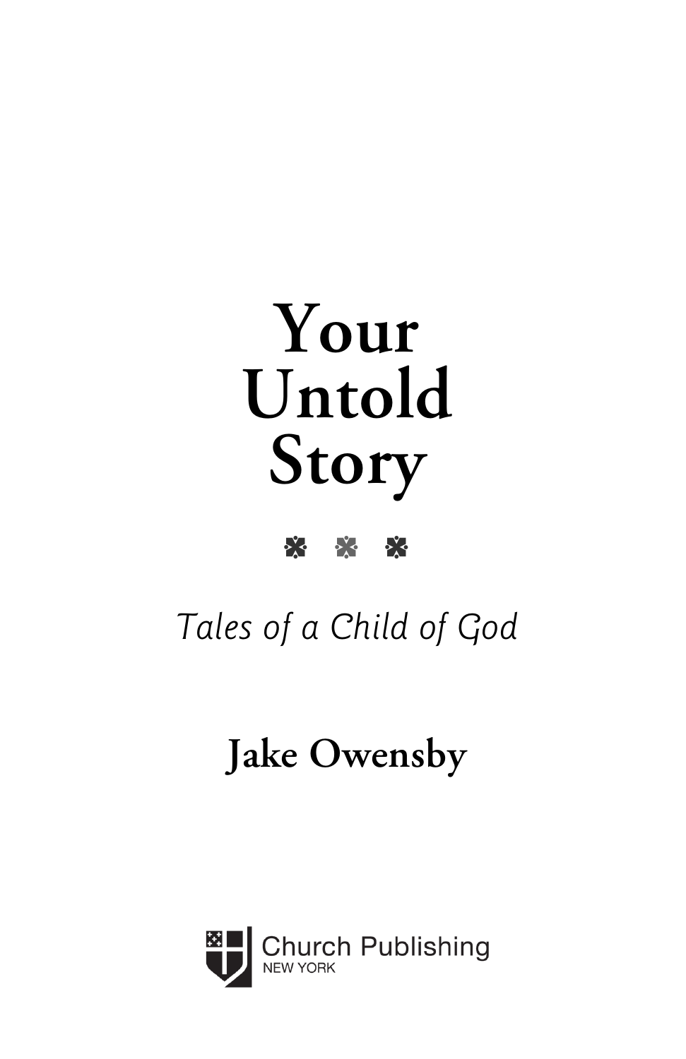# Your Untold Story

*Tales of a Child of God*

**Jake Owensby**

Church Publishing
NEW YORK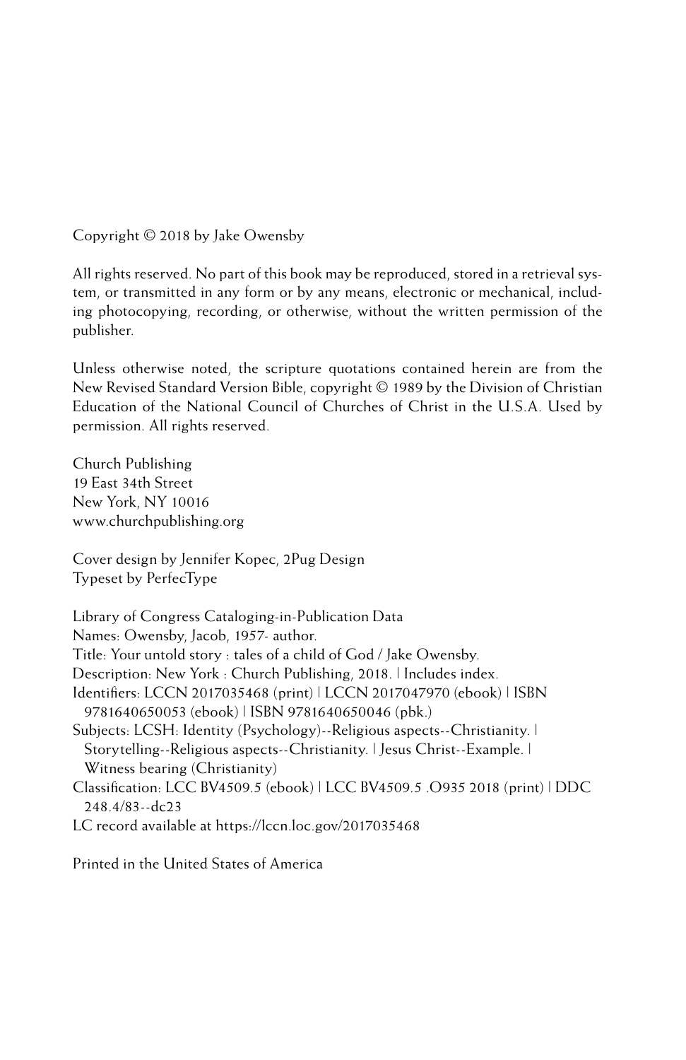Copyright © 2018 by Jake Owensby

All rights reserved. No part of this book may be reproduced, stored in a retrieval system, or transmitted in any form or by any means, electronic or mechanical, including photocopying, recording, or otherwise, without the written permission of the publisher.

Unless otherwise noted, the scripture quotations contained herein are from the New Revised Standard Version Bible, copyright © 1989 by the Division of Christian Education of the National Council of Churches of Christ in the U.S.A. Used by permission. All rights reserved.

Church Publishing  
19 East 34th Street  
New York, NY 10016  
www.churchpublishing.org

Cover design by Jennifer Kopec, 2Pug Design  
Typeset by PerfecType

Library of Congress Cataloging-in-Publication Data  
Names: Owensby, Jacob, 1957- author.  
Title: Your untold story : tales of a child of God / Jake Owensby.  
Description: New York : Church Publishing, 2018. | Includes index.  
Identifiers: LCCN 2017035468 (print) | LCCN 2017047970 (ebook) | ISBN 9781640650053 (ebook) | ISBN 9781640650046 (pbk.)  
Subjects: LCSH: Identity (Psychology)--Religious aspects--Christianity. | Storytelling--Religious aspects--Christianity. | Jesus Christ--Example. | Witness bearing (Christianity)  
Classification: LCC BV4509.5 (ebook) | LCC BV4509.5 .O935 2018 (print) | DDC 248.4/83--dc23  
LC record available at https://lccn.loc.gov/2017035468

Printed in the United States of America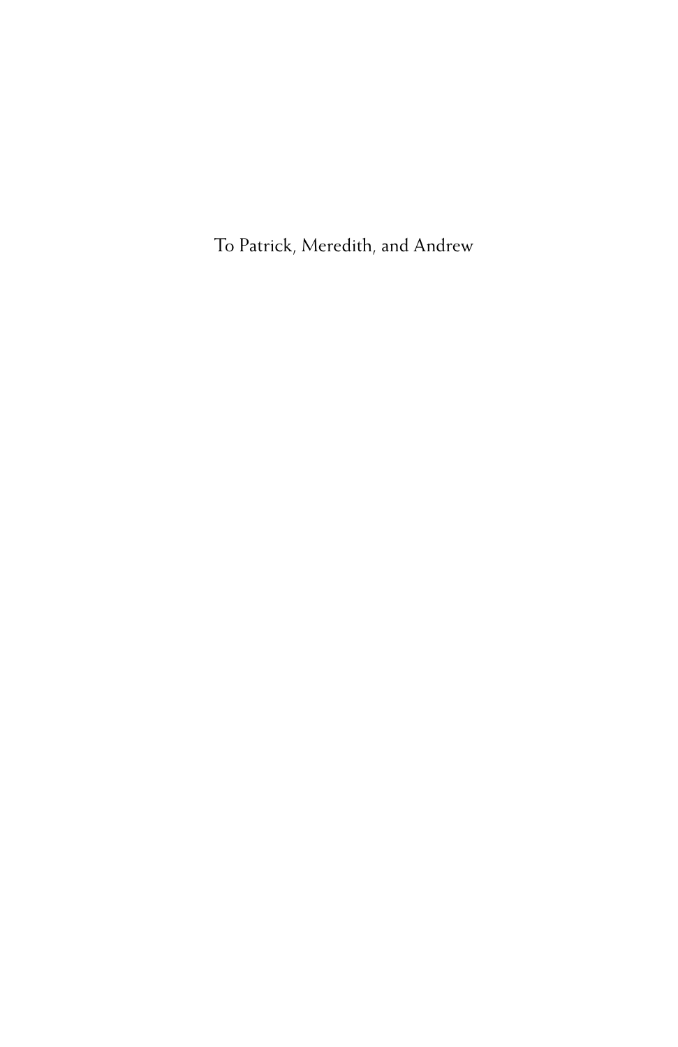To Patrick, Meredith, and Andrew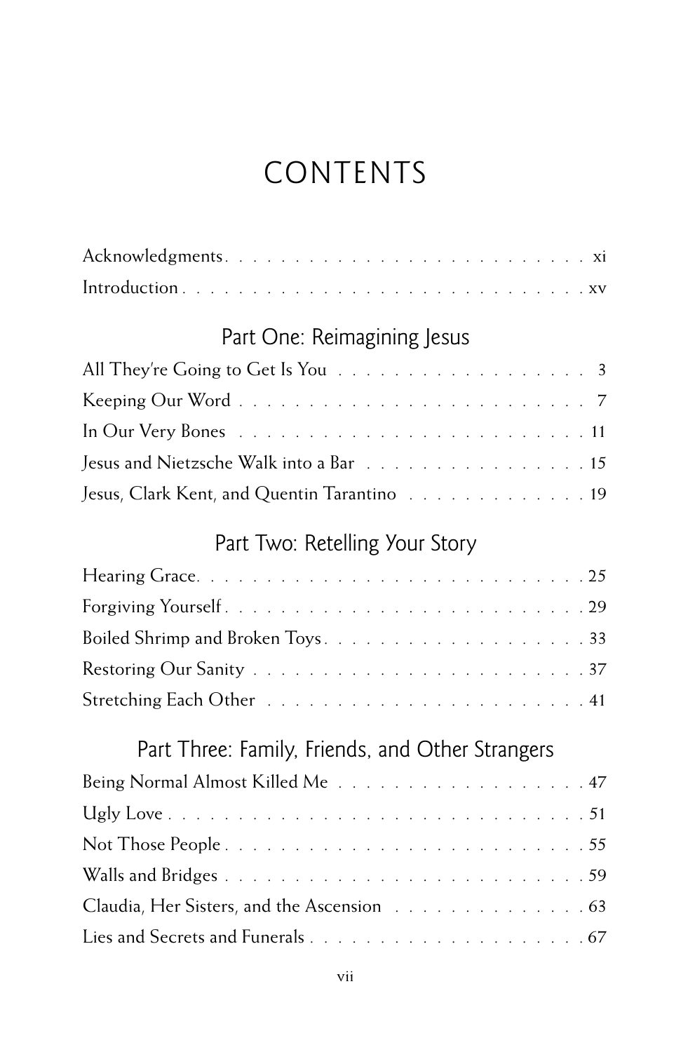# CONTENTS

Acknowledgments . . . . . . . . . . . . . . . . . . . . . . . . . . xi
Introduction . . . . . . . . . . . . . . . . . . . . . . . . . . . . xv

## Part One: Reimagining Jesus

All They're Going to Get Is You . . . . . . . . . . . . . . . . . . 3
Keeping Our Word . . . . . . . . . . . . . . . . . . . . . . . . 7
In Our Very Bones . . . . . . . . . . . . . . . . . . . . . . . . 11
Jesus and Nietzsche Walk into a Bar . . . . . . . . . . . . . . . . 15
Jesus, Clark Kent, and Quentin Tarantino . . . . . . . . . . . . . 19

## Part Two: Retelling Your Story

Hearing Grace . . . . . . . . . . . . . . . . . . . . . . . . . . 25
Forgiving Yourself . . . . . . . . . . . . . . . . . . . . . . . . 29
Boiled Shrimp and Broken Toys . . . . . . . . . . . . . . . . . . 33
Restoring Our Sanity . . . . . . . . . . . . . . . . . . . . . . . 37
Stretching Each Other . . . . . . . . . . . . . . . . . . . . . . 41

## Part Three: Family, Friends, and Other Strangers

Being Normal Almost Killed Me . . . . . . . . . . . . . . . . . . 47
Ugly Love . . . . . . . . . . . . . . . . . . . . . . . . . . . . 51
Not Those People . . . . . . . . . . . . . . . . . . . . . . . . 55
Walls and Bridges . . . . . . . . . . . . . . . . . . . . . . . . 59
Claudia, Her Sisters, and the Ascension . . . . . . . . . . . . . 63
Lies and Secrets and Funerals . . . . . . . . . . . . . . . . . . 67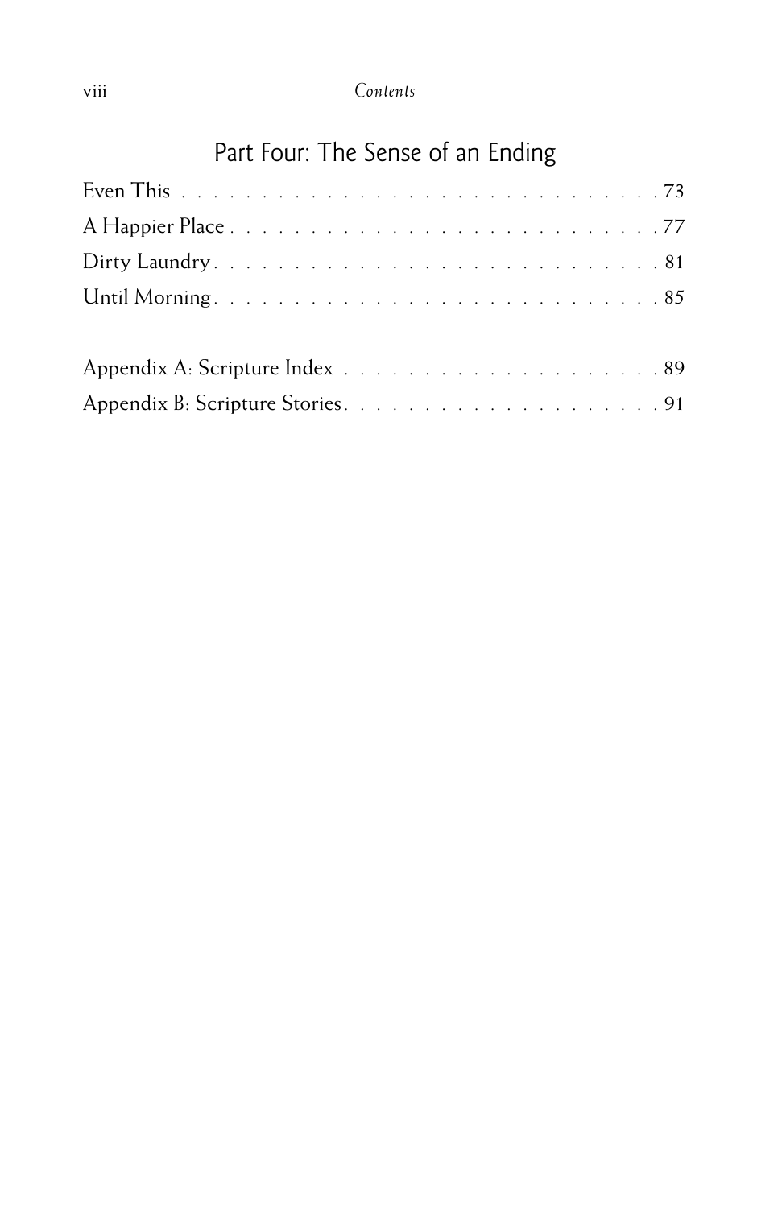## Part Four: The Sense of an Ending

Even This . . . . . . . . . . . . . . . . . . . . . . . . . . . . . . 73

A Happier Place . . . . . . . . . . . . . . . . . . . . . . . . . . . 77

Dirty Laundry . . . . . . . . . . . . . . . . . . . . . . . . . . . . 81

Until Morning . . . . . . . . . . . . . . . . . . . . . . . . . . . . 85

Appendix A: Scripture Index . . . . . . . . . . . . . . . . . . . . 89

Appendix B: Scripture Stories . . . . . . . . . . . . . . . . . . . 91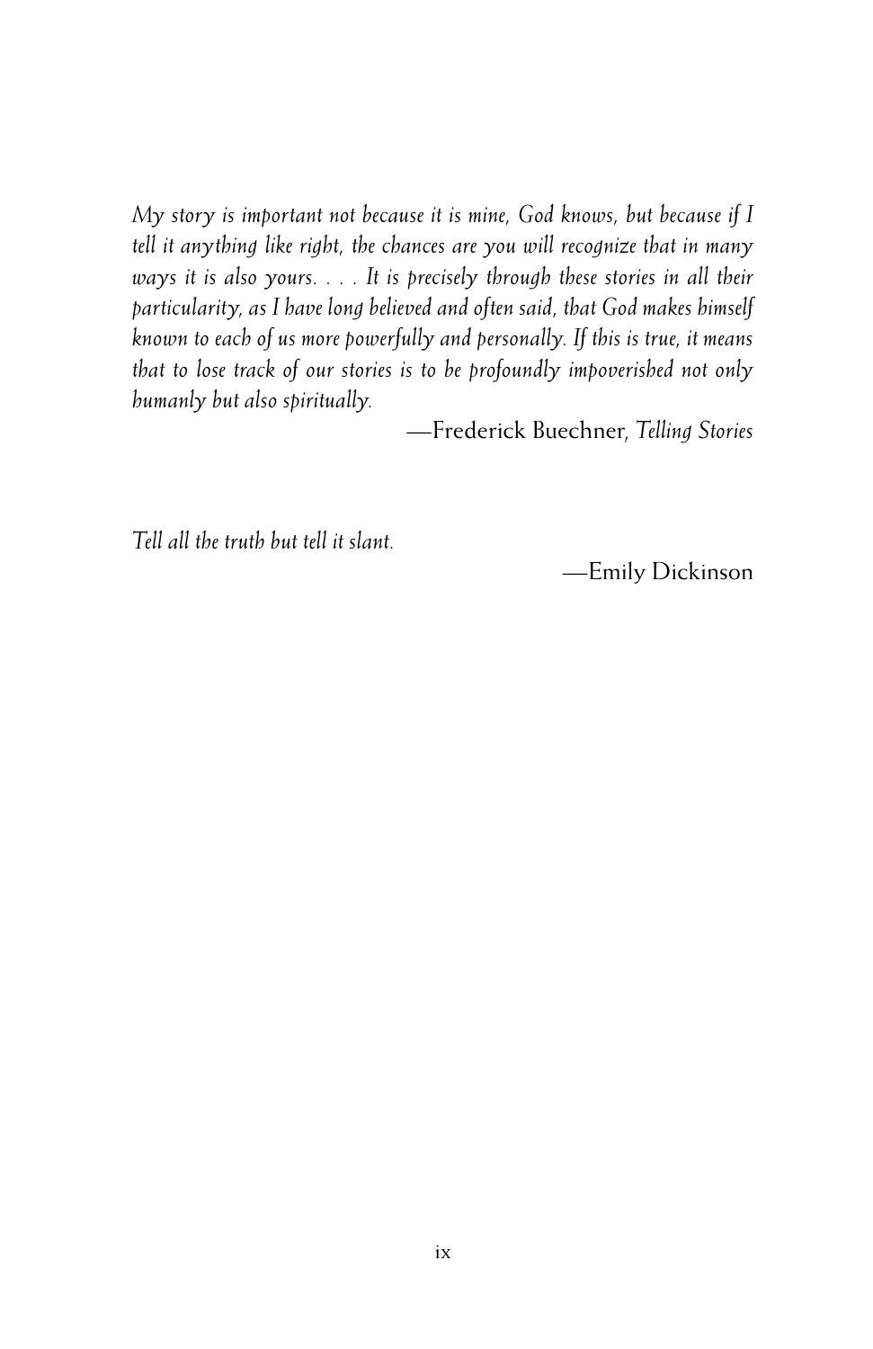*My story is important not because it is mine, God knows, but because if I tell it anything like right, the chances are you will recognize that in many ways it is also yours. . . . It is precisely through these stories in all their particularity, as I have long believed and often said, that God makes himself known to each of us more powerfully and personally. If this is true, it means that to lose track of our stories is to be profoundly impoverished not only humanly but also spiritually.*

—Frederick Buechner, *Telling Stories*

*Tell all the truth but tell it slant.*

—Emily Dickinson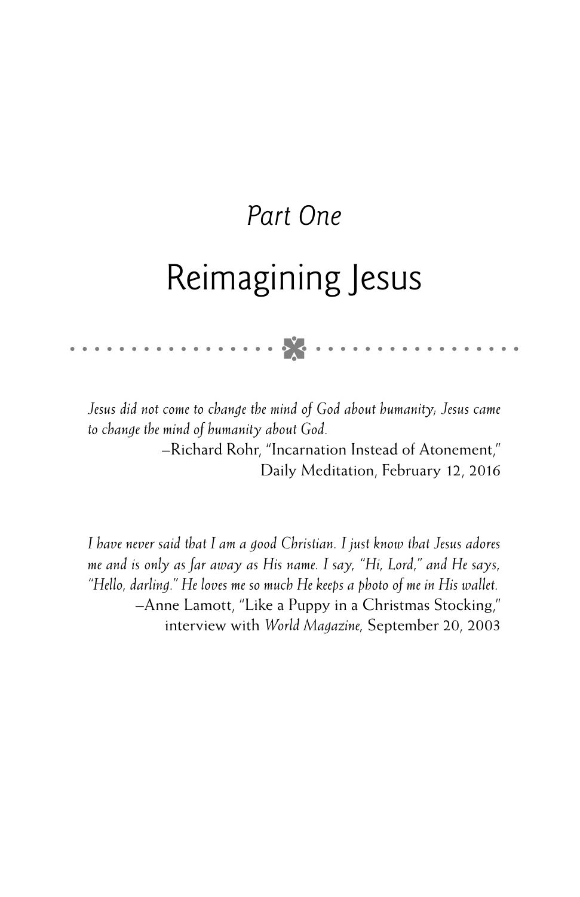*Part One*

# Reimagining Jesus

*Jesus did not come to change the mind of God about humanity; Jesus came to change the mind of humanity about God.*

—Richard Rohr, "Incarnation Instead of Atonement," Daily Meditation, February 12, 2016

*I have never said that I am a good Christian. I just know that Jesus adores me and is only as far away as His name. I say, "Hi, Lord," and He says, "Hello, darling." He loves me so much He keeps a photo of me in His wallet.*

—Anne Lamott, "Like a Puppy in a Christmas Stocking," interview with *World Magazine*, September 20, 2003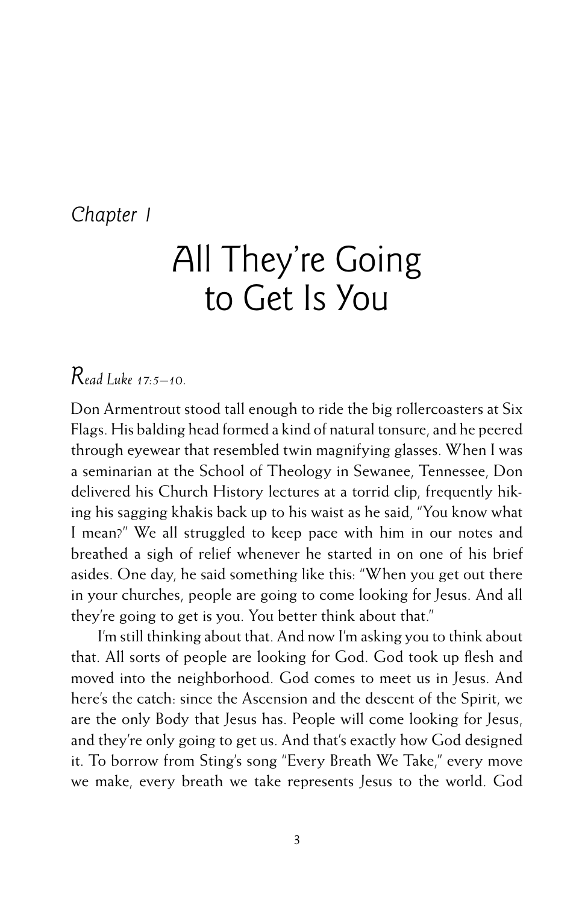*Chapter 1*

# All They're Going to Get Is You

*Read Luke 17:5–10.*

Don Armentrout stood tall enough to ride the big rollercoasters at Six Flags. His balding head formed a kind of natural tonsure, and he peered through eyewear that resembled twin magnifying glasses. When I was a seminarian at the School of Theology in Sewanee, Tennessee, Don delivered his Church History lectures at a torrid clip, frequently hiking his sagging khakis back up to his waist as he said, "You know what I mean?" We all struggled to keep pace with him in our notes and breathed a sigh of relief whenever he started in on one of his brief asides. One day, he said something like this: "When you get out there in your churches, people are going to come looking for Jesus. And all they're going to get is you. You better think about that."

I'm still thinking about that. And now I'm asking you to think about that. All sorts of people are looking for God. God took up flesh and moved into the neighborhood. God comes to meet us in Jesus. And here's the catch: since the Ascension and the descent of the Spirit, we are the only Body that Jesus has. People will come looking for Jesus, and they're only going to get us. And that's exactly how God designed it. To borrow from Sting's song "Every Breath We Take," every move we make, every breath we take represents Jesus to the world. God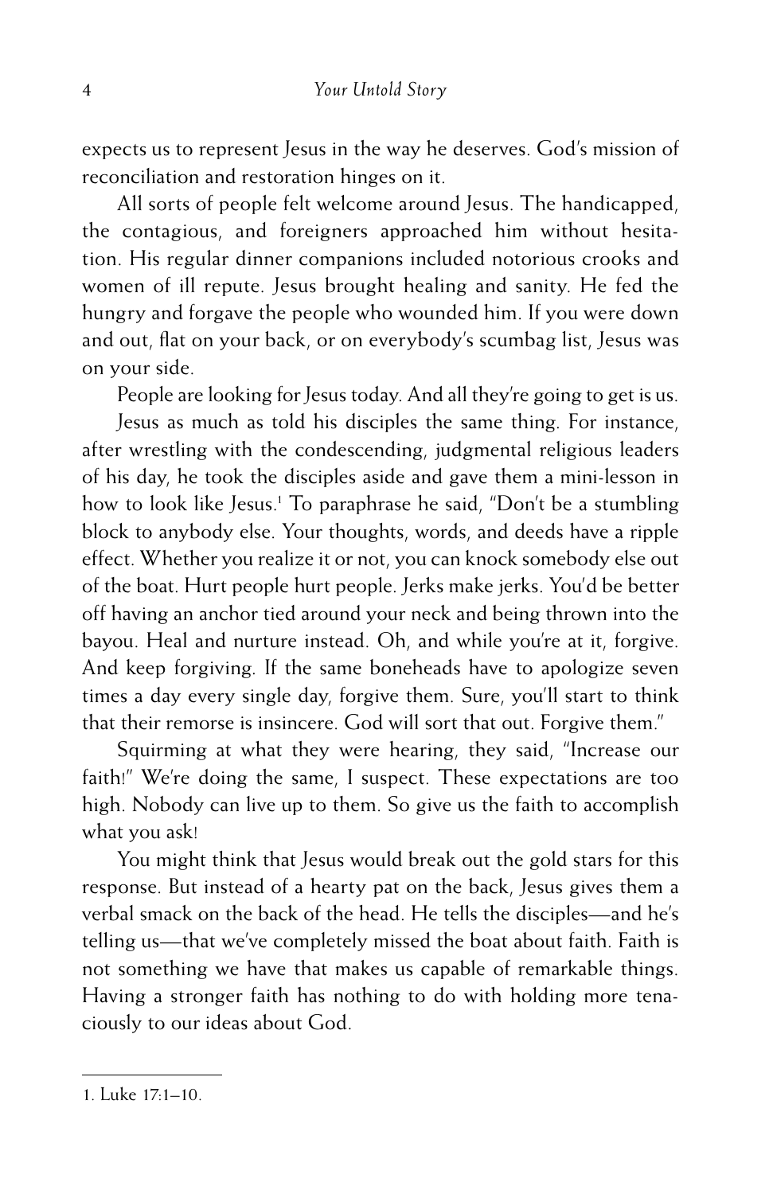expects us to represent Jesus in the way he deserves. God's mission of reconciliation and restoration hinges on it.

All sorts of people felt welcome around Jesus. The handicapped, the contagious, and foreigners approached him without hesitation. His regular dinner companions included notorious crooks and women of ill repute. Jesus brought healing and sanity. He fed the hungry and forgave the people who wounded him. If you were down and out, flat on your back, or on everybody's scumbag list, Jesus was on your side.

People are looking for Jesus today. And all they're going to get is us.

Jesus as much as told his disciples the same thing. For instance, after wrestling with the condescending, judgmental religious leaders of his day, he took the disciples aside and gave them a mini-lesson in how to look like Jesus.[1] To paraphrase he said, "Don't be a stumbling block to anybody else. Your thoughts, words, and deeds have a ripple effect. Whether you realize it or not, you can knock somebody else out of the boat. Hurt people hurt people. Jerks make jerks. You'd be better off having an anchor tied around your neck and being thrown into the bayou. Heal and nurture instead. Oh, and while you're at it, forgive. And keep forgiving. If the same boneheads have to apologize seven times a day every single day, forgive them. Sure, you'll start to think that their remorse is insincere. God will sort that out. Forgive them."

Squirming at what they were hearing, they said, "Increase our faith!" We're doing the same, I suspect. These expectations are too high. Nobody can live up to them. So give us the faith to accomplish what you ask!

You might think that Jesus would break out the gold stars for this response. But instead of a hearty pat on the back, Jesus gives them a verbal smack on the back of the head. He tells the disciples—and he's telling us—that we've completely missed the boat about faith. Faith is not something we have that makes us capable of remarkable things. Having a stronger faith has nothing to do with holding more tenaciously to our ideas about God.

---

1. Luke 17:1–10.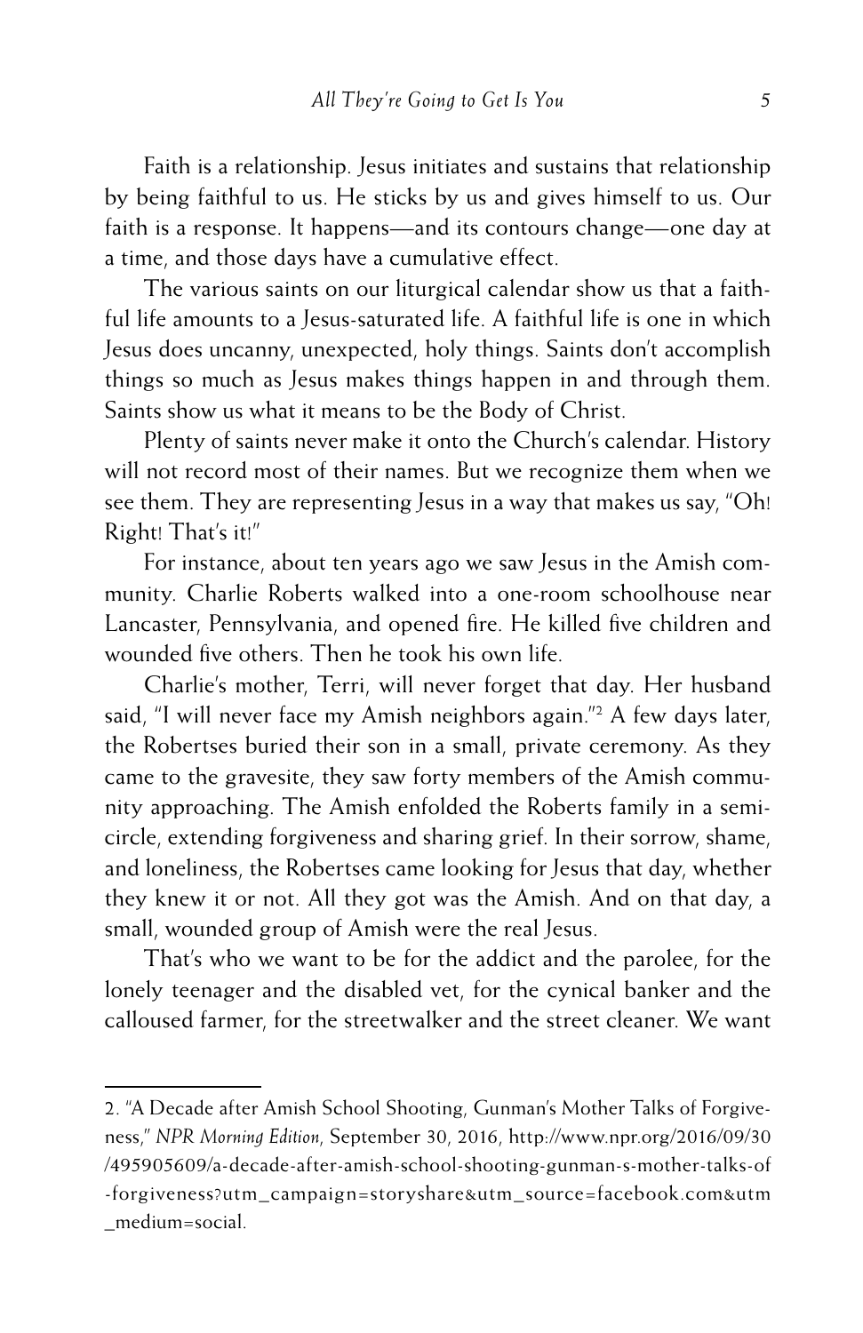Faith is a relationship. Jesus initiates and sustains that relationship by being faithful to us. He sticks by us and gives himself to us. Our faith is a response. It happens—and its contours change—one day at a time, and those days have a cumulative effect.

The various saints on our liturgical calendar show us that a faithful life amounts to a Jesus-saturated life. A faithful life is one in which Jesus does uncanny, unexpected, holy things. Saints don't accomplish things so much as Jesus makes things happen in and through them. Saints show us what it means to be the Body of Christ.

Plenty of saints never make it onto the Church's calendar. History will not record most of their names. But we recognize them when we see them. They are representing Jesus in a way that makes us say, "Oh! Right! That's it!"

For instance, about ten years ago we saw Jesus in the Amish community. Charlie Roberts walked into a one-room schoolhouse near Lancaster, Pennsylvania, and opened fire. He killed five children and wounded five others. Then he took his own life.

Charlie's mother, Terri, will never forget that day. Her husband said, "I will never face my Amish neighbors again."[2] A few days later, the Robertses buried their son in a small, private ceremony. As they came to the gravesite, they saw forty members of the Amish community approaching. The Amish enfolded the Roberts family in a semicircle, extending forgiveness and sharing grief. In their sorrow, shame, and loneliness, the Robertses came looking for Jesus that day, whether they knew it or not. All they got was the Amish. And on that day, a small, wounded group of Amish were the real Jesus.

That's who we want to be for the addict and the parolee, for the lonely teenager and the disabled vet, for the cynical banker and the calloused farmer, for the streetwalker and the street cleaner. We want

---

2. "A Decade after Amish School Shooting, Gunman's Mother Talks of Forgiveness," *NPR Morning Edition*, September 30, 2016, http://www.npr.org/2016/09/30/495905609/a-decade-after-amish-school-shooting-gunman-s-mother-talks-of-forgiveness?utm_campaign=storyshare&utm_source=facebook.com&utm_medium=social.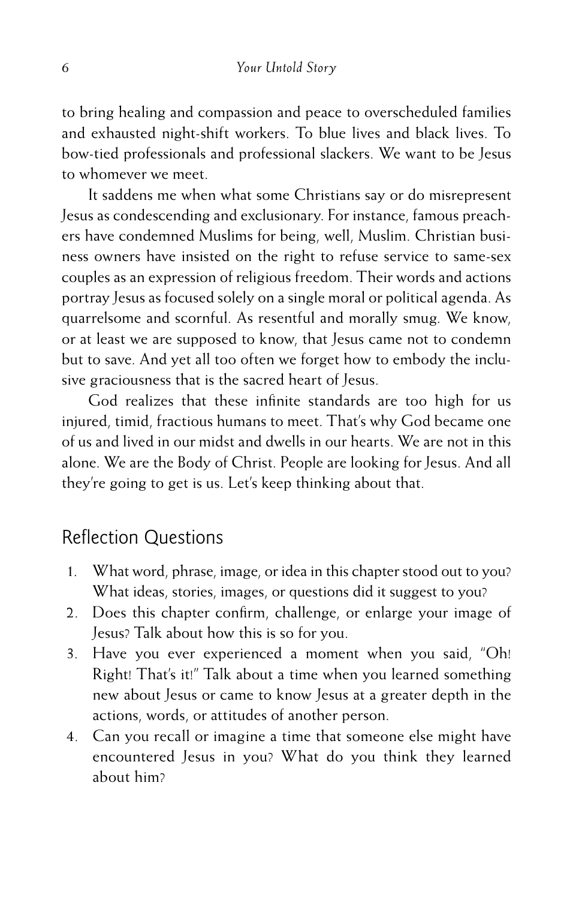to bring healing and compassion and peace to overscheduled families and exhausted night-shift workers. To blue lives and black lives. To bow-tied professionals and professional slackers. We want to be Jesus to whomever we meet.

It saddens me when what some Christians say or do misrepresent Jesus as condescending and exclusionary. For instance, famous preachers have condemned Muslims for being, well, Muslim. Christian business owners have insisted on the right to refuse service to same-sex couples as an expression of religious freedom. Their words and actions portray Jesus as focused solely on a single moral or political agenda. As quarrelsome and scornful. As resentful and morally smug. We know, or at least we are supposed to know, that Jesus came not to condemn but to save. And yet all too often we forget how to embody the inclusive graciousness that is the sacred heart of Jesus.

God realizes that these infinite standards are too high for us injured, timid, fractious humans to meet. That's why God became one of us and lived in our midst and dwells in our hearts. We are not in this alone. We are the Body of Christ. People are looking for Jesus. And all they're going to get is us. Let's keep thinking about that.

## Reflection Questions

1. What word, phrase, image, or idea in this chapter stood out to you? What ideas, stories, images, or questions did it suggest to you?
2. Does this chapter confirm, challenge, or enlarge your image of Jesus? Talk about how this is so for you.
3. Have you ever experienced a moment when you said, "Oh! Right! That's it!" Talk about a time when you learned something new about Jesus or came to know Jesus at a greater depth in the actions, words, or attitudes of another person.
4. Can you recall or imagine a time that someone else might have encountered Jesus in you? What do you think they learned about him?